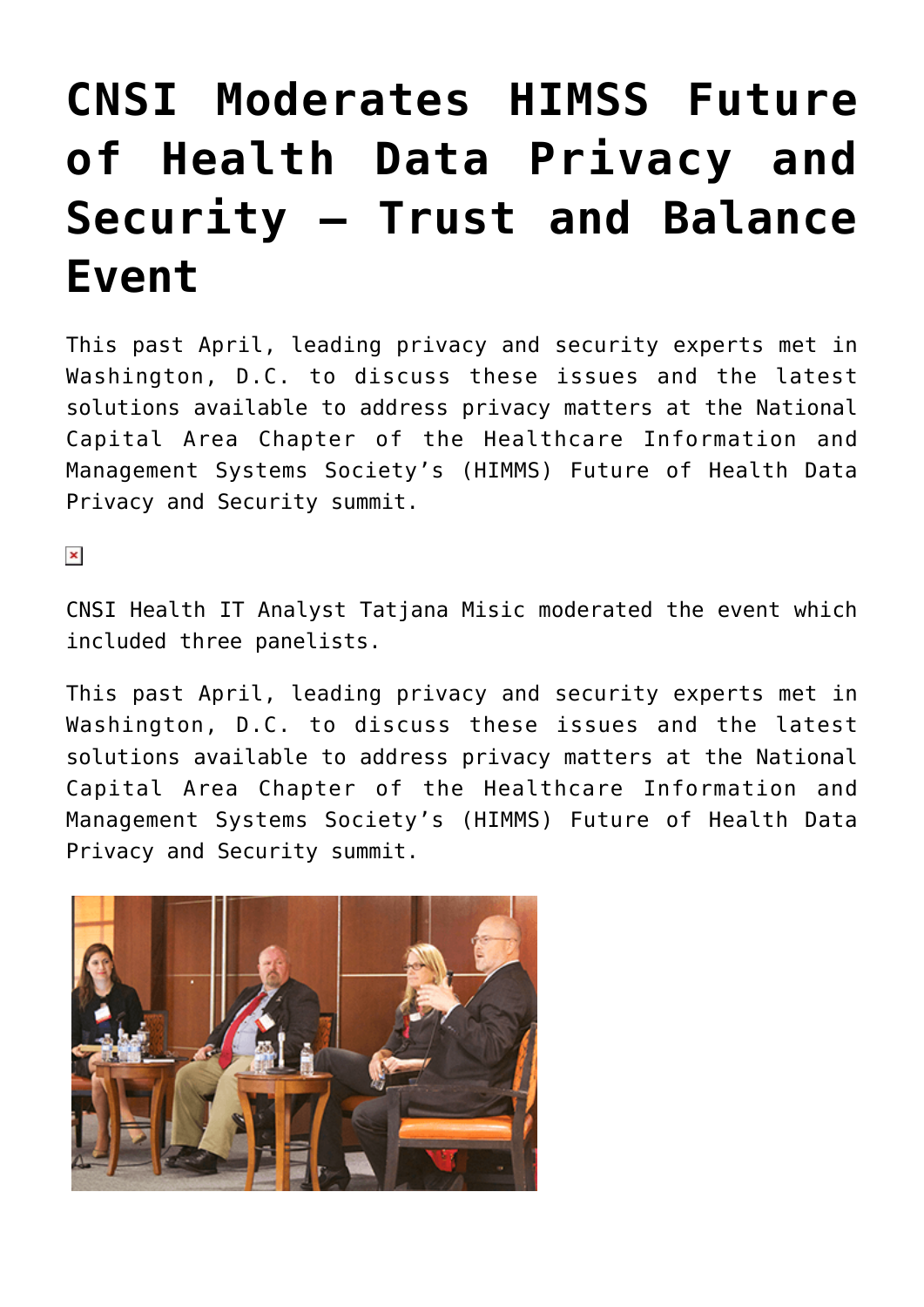# CNSI Moderates HIMSS Future of Health Data Privacy and Security – Trust and Balance Event

This past April, leading privacy and security experts met in Washington, D.C. to discuss these issues and the latest solutions available to address privacy matters at the National Capital Area Chapter of the Healthcare Information and Management Systems Society's (HIMMS) Future of Health Data Privacy and Security summit.

CNSI Health IT Analyst Tatjana Misic moderated the event which included three panelists.

This past April, leading privacy and security experts met in Washington, D.C. to discuss these issues and the latest solutions available to address privacy matters at the National Capital Area Chapter of the Healthcare Information and Management Systems Society's (HIMMS) Future of Health Data Privacy and Security summit.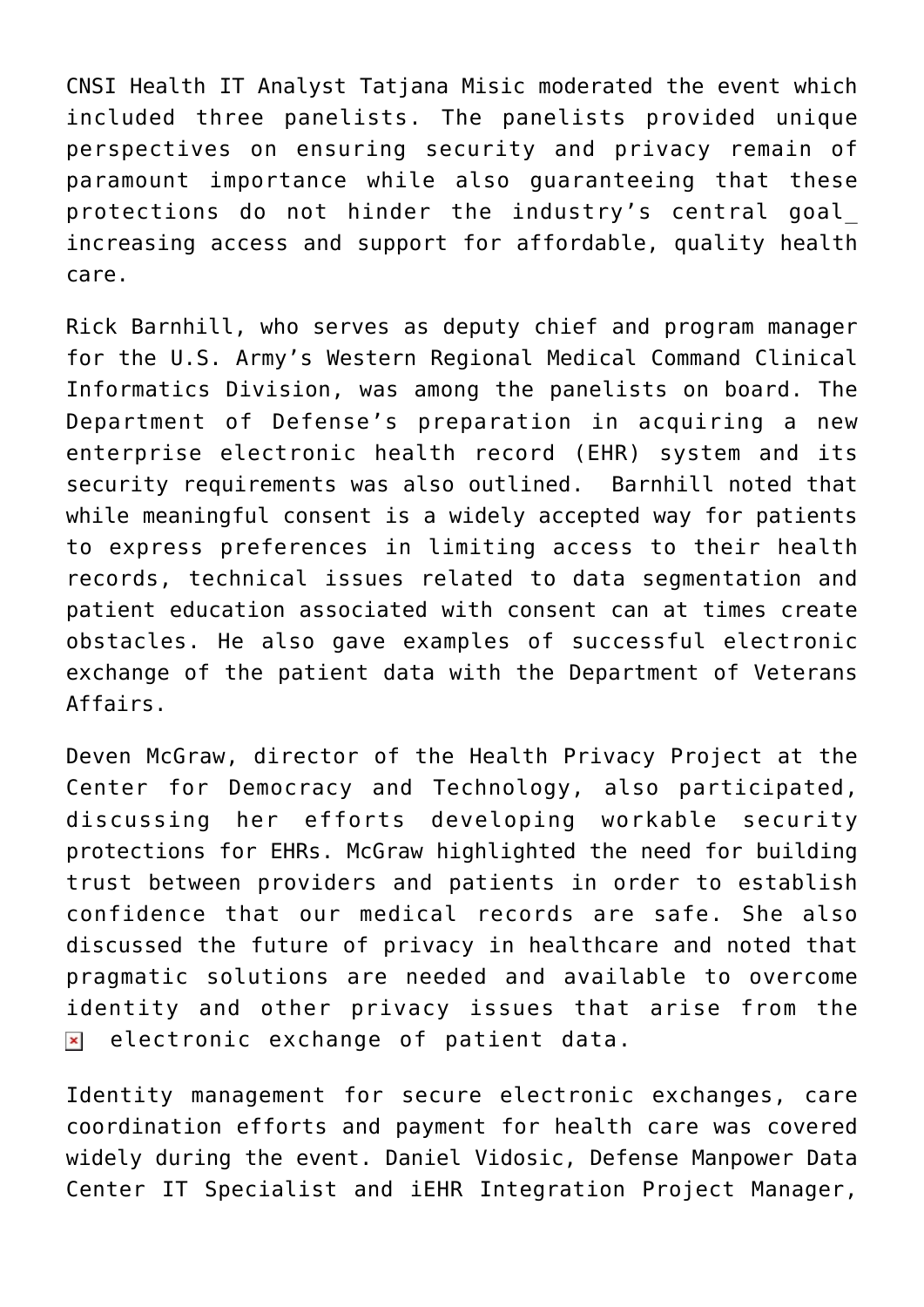CNSI Health IT Analyst Tatjana Misic moderated the event which included three panelists. The panelists provided unique perspectives on ensuring security and privacy remain of paramount importance while also guaranteeing that these protections do not hinder the industry's central goal_ increasing access and support for affordable, quality health care.

Rick Barnhill, who serves as deputy chief and program manager for the U.S. Army's Western Regional Medical Command Clinical Informatics Division, was among the panelists on board. The Department of Defense's preparation in acquiring a new enterprise electronic health record (EHR) system and its security requirements was also outlined. Barnhill noted that while meaningful consent is a widely accepted way for patients to express preferences in limiting access to their health records, technical issues related to data segmentation and patient education associated with consent can at times create obstacles. He also gave examples of successful electronic exchange of the patient data with the Department of Veterans Affairs.

Deven McGraw, director of the Health Privacy Project at the Center for Democracy and Technology, also participated, discussing her efforts developing workable security protections for EHRs. McGraw highlighted the need for building trust between providers and patients in order to establish confidence that our medical records are safe. She also discussed the future of privacy in healthcare and noted that pragmatic solutions are needed and available to overcome identity and other privacy issues that arise from the electronic exchange of patient data.

Identity management for secure electronic exchanges, care coordination efforts and payment for health care was covered widely during the event. Daniel Vidosic, Defense Manpower Data Center IT Specialist and iEHR Integration Project Manager,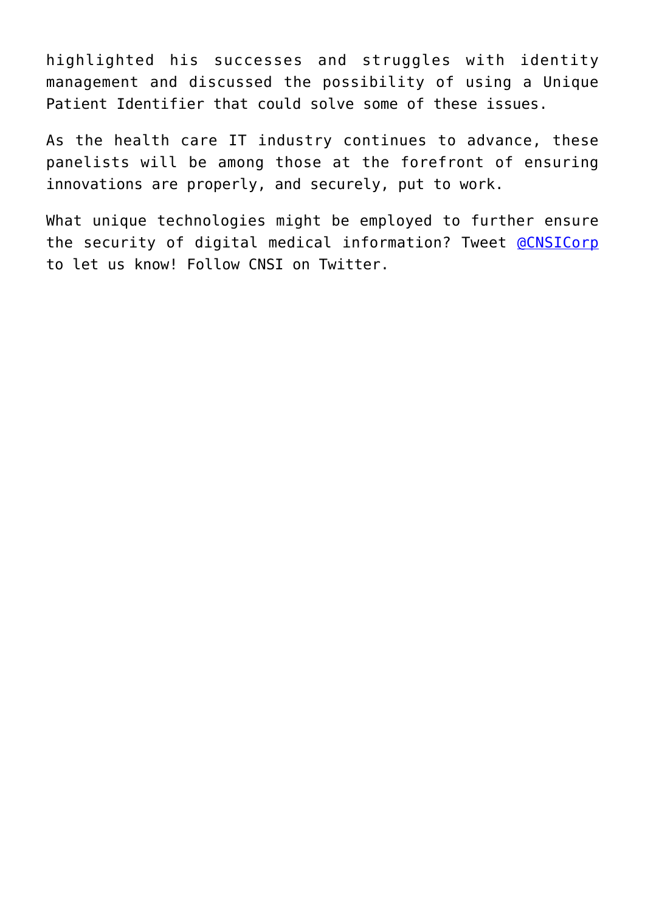highlighted his successes and struggles with identity management and discussed the possibility of using a Unique Patient Identifier that could solve some of these issues.

As the health care IT industry continues to advance, these panelists will be among those at the forefront of ensuring innovations are properly, and securely, put to work.

What unique technologies might be employed to further ensure the security of digital medical information? Tweet @CNSICorp to let us know! Follow CNSI on Twitter.